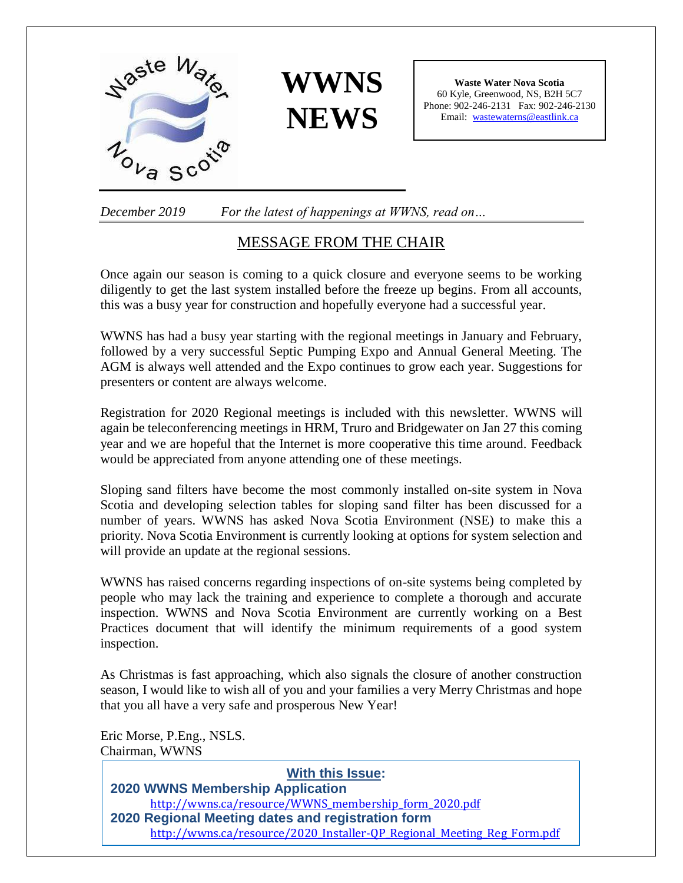# WWNS NEWS

**Waste Water Nova Scotia**
60 Kyle, Greenwood, NS, B2H 5C7
Phone: 902-246-2131 Fax: 902-246-2130
Email: wastewaterns@eastlink.ca

*December 2019* *For the latest of happenings at WWNS, read on…*

## MESSAGE FROM THE CHAIR

Once again our season is coming to a quick closure and everyone seems to be working diligently to get the last system installed before the freeze up begins. From all accounts, this was a busy year for construction and hopefully everyone had a successful year.

WWNS has had a busy year starting with the regional meetings in January and February, followed by a very successful Septic Pumping Expo and Annual General Meeting. The AGM is always well attended and the Expo continues to grow each year. Suggestions for presenters or content are always welcome.

Registration for 2020 Regional meetings is included with this newsletter. WWNS will again be teleconferencing meetings in HRM, Truro and Bridgewater on Jan 27 this coming year and we are hopeful that the Internet is more cooperative this time around. Feedback would be appreciated from anyone attending one of these meetings.

Sloping sand filters have become the most commonly installed on-site system in Nova Scotia and developing selection tables for sloping sand filter has been discussed for a number of years. WWNS has asked Nova Scotia Environment (NSE) to make this a priority. Nova Scotia Environment is currently looking at options for system selection and will provide an update at the regional sessions.

WWNS has raised concerns regarding inspections of on-site systems being completed by people who may lack the training and experience to complete a thorough and accurate inspection. WWNS and Nova Scotia Environment are currently working on a Best Practices document that will identify the minimum requirements of a good system inspection.

As Christmas is fast approaching, which also signals the closure of another construction season, I would like to wish all of you and your families a very Merry Christmas and hope that you all have a very safe and prosperous New Year!

Eric Morse, P.Eng., NSLS.
Chairman, WWNS

**With this Issue:**

**2020 WWNS Membership Application**
http://wwns.ca/resource/WWNS_membership_form_2020.pdf

**2020 Regional Meeting dates and registration form**
http://wwns.ca/resource/2020_Installer-QP_Regional_Meeting_Reg_Form.pdf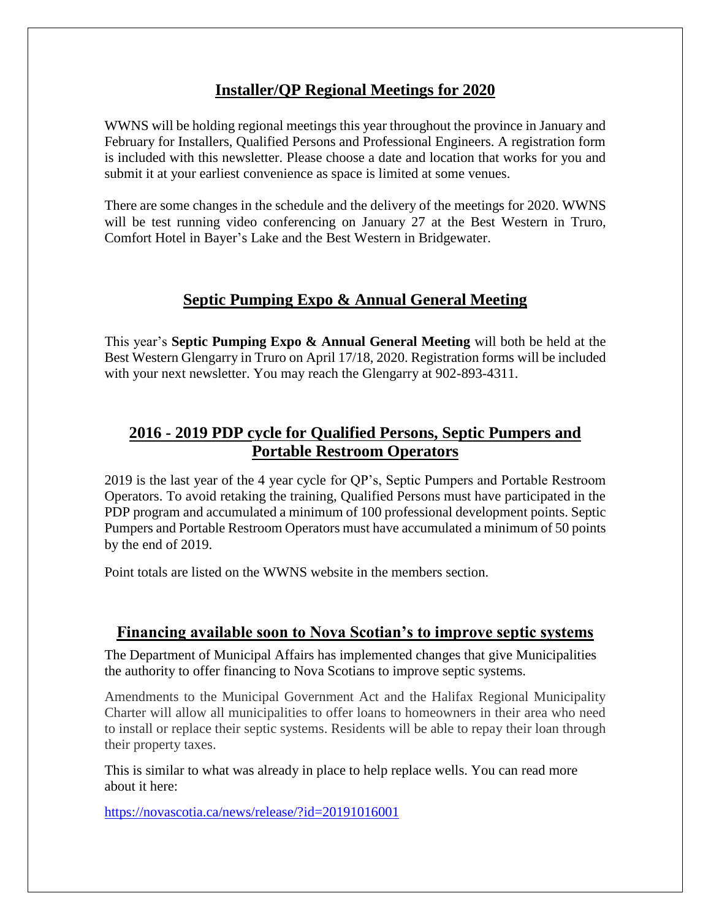## Installer/QP Regional Meetings for 2020

WWNS will be holding regional meetings this year throughout the province in January and February for Installers, Qualified Persons and Professional Engineers. A registration form is included with this newsletter. Please choose a date and location that works for you and submit it at your earliest convenience as space is limited at some venues.

There are some changes in the schedule and the delivery of the meetings for 2020. WWNS will be test running video conferencing on January 27 at the Best Western in Truro, Comfort Hotel in Bayer's Lake and the Best Western in Bridgewater.

## Septic Pumping Expo & Annual General Meeting

This year's **Septic Pumping Expo & Annual General Meeting** will both be held at the Best Western Glengarry in Truro on April 17/18, 2020. Registration forms will be included with your next newsletter. You may reach the Glengarry at 902-893-4311.

## 2016 - 2019 PDP cycle for Qualified Persons, Septic Pumpers and Portable Restroom Operators

2019 is the last year of the 4 year cycle for QP's, Septic Pumpers and Portable Restroom Operators. To avoid retaking the training, Qualified Persons must have participated in the PDP program and accumulated a minimum of 100 professional development points. Septic Pumpers and Portable Restroom Operators must have accumulated a minimum of 50 points by the end of 2019.

Point totals are listed on the WWNS website in the members section.

## Financing available soon to Nova Scotian's to improve septic systems

The Department of Municipal Affairs has implemented changes that give Municipalities the authority to offer financing to Nova Scotians to improve septic systems.

Amendments to the Municipal Government Act and the Halifax Regional Municipality Charter will allow all municipalities to offer loans to homeowners in their area who need to install or replace their septic systems. Residents will be able to repay their loan through their property taxes.

This is similar to what was already in place to help replace wells. You can read more about it here:

https://novascotia.ca/news/release/?id=20191016001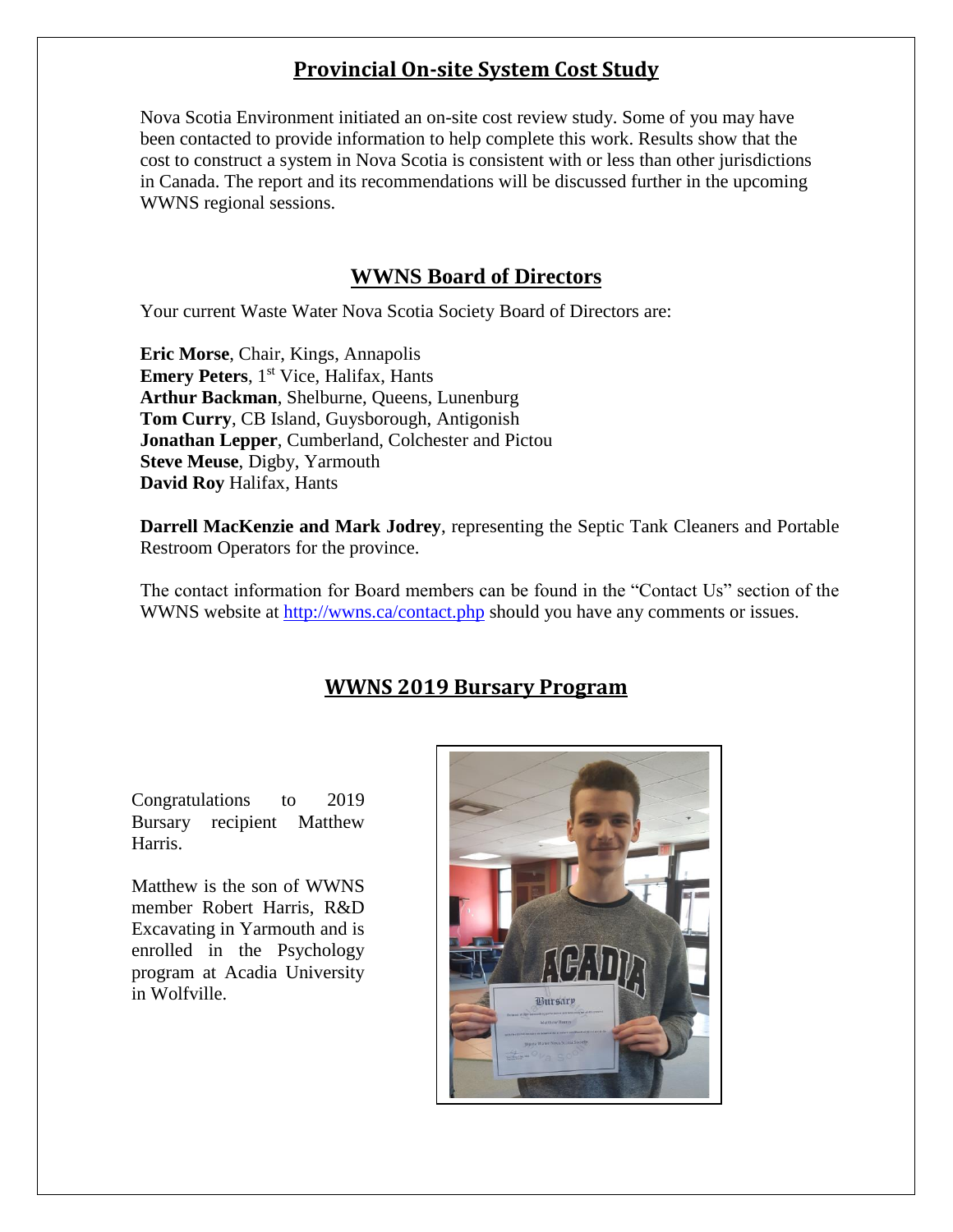## Provincial On-site System Cost Study

Nova Scotia Environment initiated an on-site cost review study. Some of you may have been contacted to provide information to help complete this work. Results show that the cost to construct a system in Nova Scotia is consistent with or less than other jurisdictions in Canada. The report and its recommendations will be discussed further in the upcoming WWNS regional sessions.

## WWNS Board of Directors

Your current Waste Water Nova Scotia Society Board of Directors are:

**Eric Morse**, Chair, Kings, Annapolis
**Emery Peters**, 1st Vice, Halifax, Hants
**Arthur Backman**, Shelburne, Queens, Lunenburg
**Tom Curry**, CB Island, Guysborough, Antigonish
**Jonathan Lepper**, Cumberland, Colchester and Pictou
**Steve Meuse**, Digby, Yarmouth
**David Roy** Halifax, Hants

**Darrell MacKenzie and Mark Jodrey**, representing the Septic Tank Cleaners and Portable Restroom Operators for the province.

The contact information for Board members can be found in the "Contact Us" section of the WWNS website at http://wwns.ca/contact.php should you have any comments or issues.

## WWNS 2019 Bursary Program

Congratulations to 2019 Bursary recipient Matthew Harris.

Matthew is the son of WWNS member Robert Harris, R&D Excavating in Yarmouth and is enrolled in the Psychology program at Acadia University in Wolfville.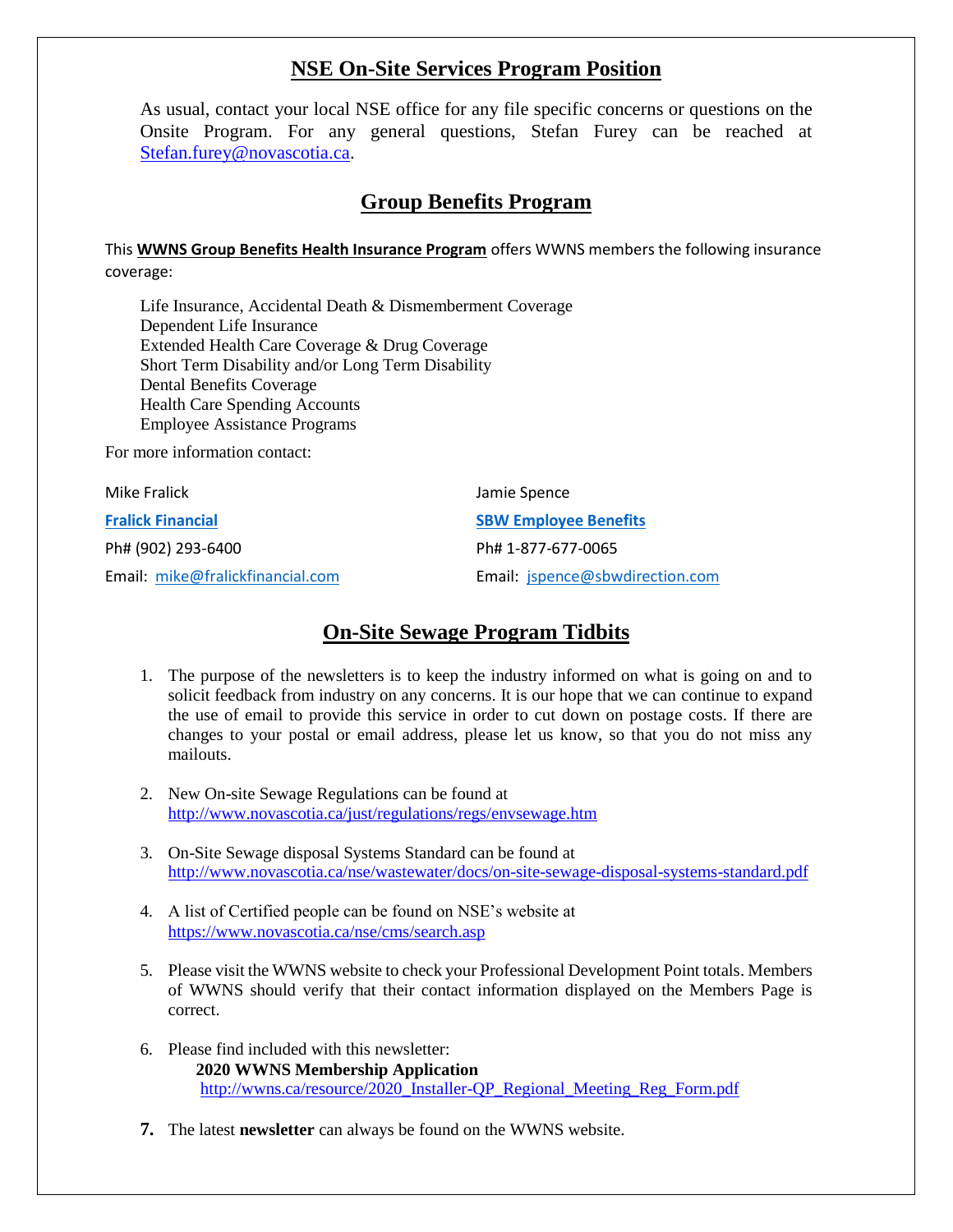## NSE On-Site Services Program Position

As usual, contact your local NSE office for any file specific concerns or questions on the Onsite Program. For any general questions, Stefan Furey can be reached at Stefan.furey@novascotia.ca.

## Group Benefits Program

This **WWNS Group Benefits Health Insurance Program** offers WWNS members the following insurance coverage:

Life Insurance, Accidental Death & Dismemberment Coverage
Dependent Life Insurance
Extended Health Care Coverage & Drug Coverage
Short Term Disability and/or Long Term Disability
Dental Benefits Coverage
Health Care Spending Accounts
Employee Assistance Programs

For more information contact:

Mike Fralick
**Fralick Financial**
Ph# (902) 293-6400
Email: mike@fralickfinancial.com

Jamie Spence
**SBW Employee Benefits**
Ph# 1-877-677-0065
Email: jspence@sbwdirection.com

## On-Site Sewage Program Tidbits

1. The purpose of the newsletters is to keep the industry informed on what is going on and to solicit feedback from industry on any concerns. It is our hope that we can continue to expand the use of email to provide this service in order to cut down on postage costs. If there are changes to your postal or email address, please let us know, so that you do not miss any mailouts.

2. New On-site Sewage Regulations can be found at http://www.novascotia.ca/just/regulations/regs/envsewage.htm

3. On-Site Sewage disposal Systems Standard can be found at http://www.novascotia.ca/nse/wastewater/docs/on-site-sewage-disposal-systems-standard.pdf

4. A list of Certified people can be found on NSE's website at https://www.novascotia.ca/nse/cms/search.asp

5. Please visit the WWNS website to check your Professional Development Point totals. Members of WWNS should verify that their contact information displayed on the Members Page is correct.

6. Please find included with this newsletter:
   **2020 WWNS Membership Application**
   http://wwns.ca/resource/2020_Installer-QP_Regional_Meeting_Reg_Form.pdf

7. The latest **newsletter** can always be found on the WWNS website.